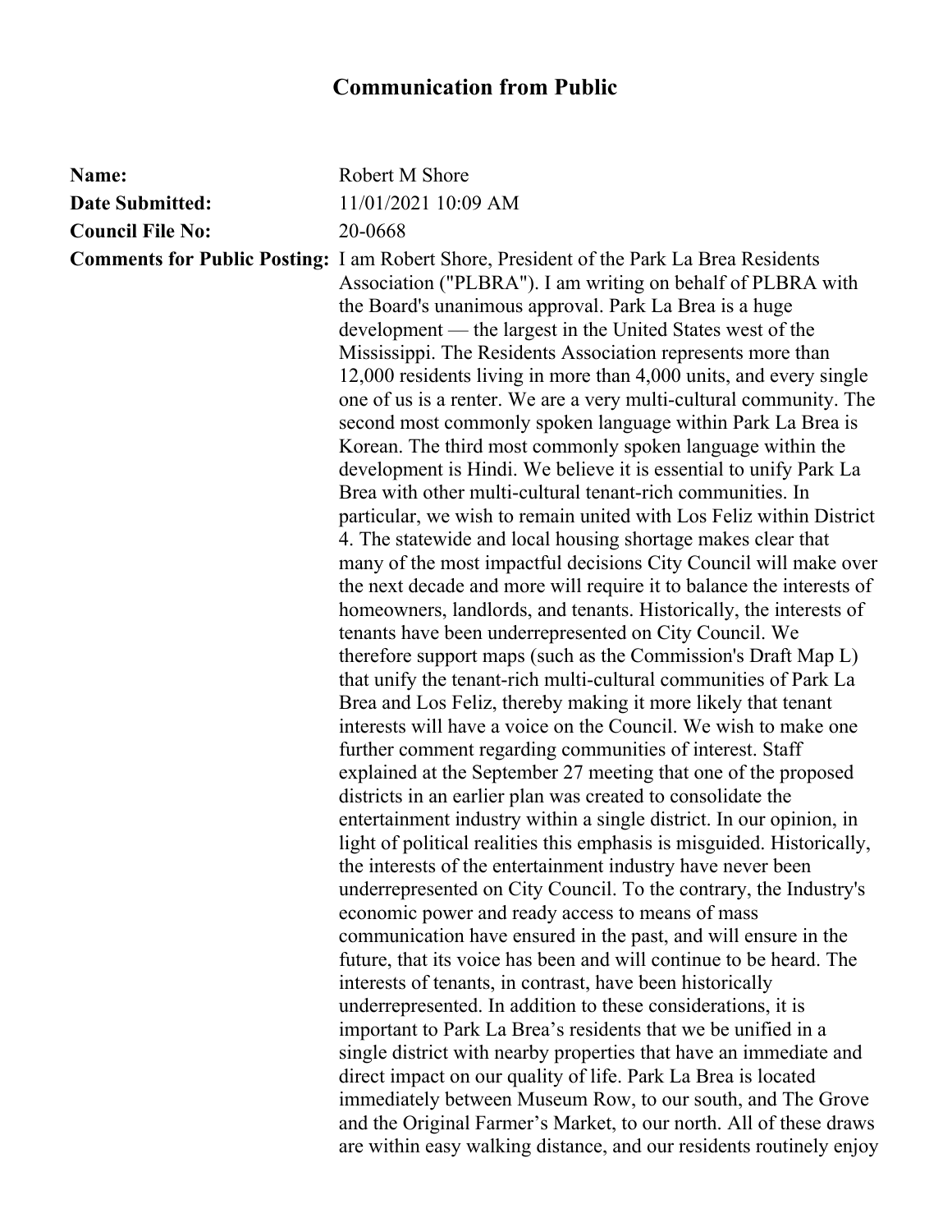# Communication from Public

**Name:** Robert M Shore

**Date Submitted:** 11/01/2021 10:09 AM

**Council File No:** 20-0668

**Comments for Public Posting:** I am Robert Shore, President of the Park La Brea Residents Association ("PLBRA"). I am writing on behalf of PLBRA with the Board's unanimous approval. Park La Brea is a huge development — the largest in the United States west of the Mississippi. The Residents Association represents more than 12,000 residents living in more than 4,000 units, and every single one of us is a renter. We are a very multi-cultural community. The second most commonly spoken language within Park La Brea is Korean. The third most commonly spoken language within the development is Hindi. We believe it is essential to unify Park La Brea with other multi-cultural tenant-rich communities. In particular, we wish to remain united with Los Feliz within District 4. The statewide and local housing shortage makes clear that many of the most impactful decisions City Council will make over the next decade and more will require it to balance the interests of homeowners, landlords, and tenants. Historically, the interests of tenants have been underrepresented on City Council. We therefore support maps (such as the Commission's Draft Map L) that unify the tenant-rich multi-cultural communities of Park La Brea and Los Feliz, thereby making it more likely that tenant interests will have a voice on the Council. We wish to make one further comment regarding communities of interest. Staff explained at the September 27 meeting that one of the proposed districts in an earlier plan was created to consolidate the entertainment industry within a single district. In our opinion, in light of political realities this emphasis is misguided. Historically, the interests of the entertainment industry have never been underrepresented on City Council. To the contrary, the Industry's economic power and ready access to means of mass communication have ensured in the past, and will ensure in the future, that its voice has been and will continue to be heard. The interests of tenants, in contrast, have been historically underrepresented. In addition to these considerations, it is important to Park La Brea's residents that we be unified in a single district with nearby properties that have an immediate and direct impact on our quality of life. Park La Brea is located immediately between Museum Row, to our south, and The Grove and the Original Farmer's Market, to our north. All of these draws are within easy walking distance, and our residents routinely enjoy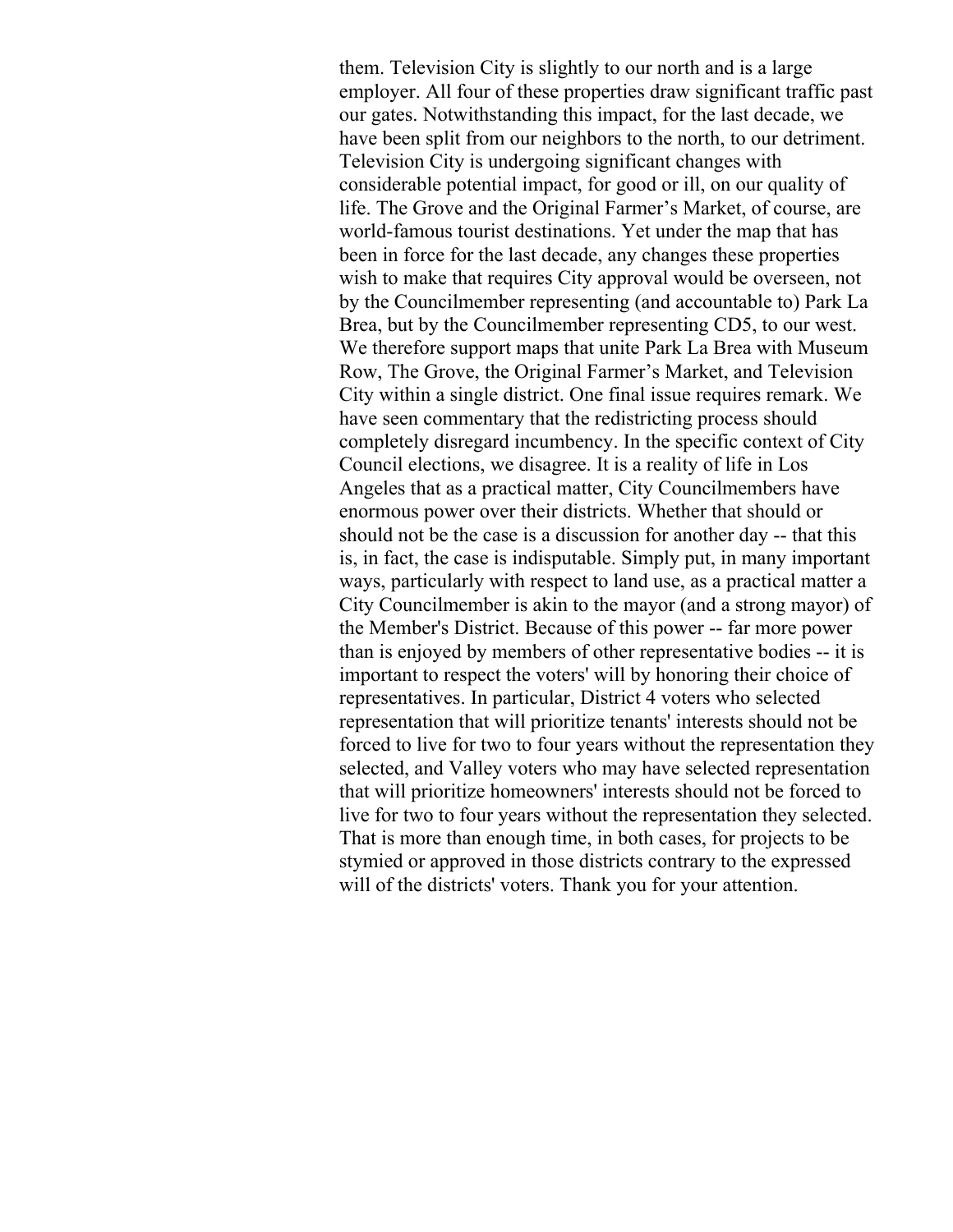them. Television City is slightly to our north and is a large employer. All four of these properties draw significant traffic past our gates. Notwithstanding this impact, for the last decade, we have been split from our neighbors to the north, to our detriment. Television City is undergoing significant changes with considerable potential impact, for good or ill, on our quality of life. The Grove and the Original Farmer’s Market, of course, are world-famous tourist destinations. Yet under the map that has been in force for the last decade, any changes these properties wish to make that requires City approval would be overseen, not by the Councilmember representing (and accountable to) Park La Brea, but by the Councilmember representing CD5, to our west. We therefore support maps that unite Park La Brea with Museum Row, The Grove, the Original Farmer’s Market, and Television City within a single district. One final issue requires remark. We have seen commentary that the redistricting process should completely disregard incumbency. In the specific context of City Council elections, we disagree. It is a reality of life in Los Angeles that as a practical matter, City Councilmembers have enormous power over their districts. Whether that should or should not be the case is a discussion for another day -- that this is, in fact, the case is indisputable. Simply put, in many important ways, particularly with respect to land use, as a practical matter a City Councilmember is akin to the mayor (and a strong mayor) of the Member's District. Because of this power -- far more power than is enjoyed by members of other representative bodies -- it is important to respect the voters' will by honoring their choice of representatives. In particular, District 4 voters who selected representation that will prioritize tenants' interests should not be forced to live for two to four years without the representation they selected, and Valley voters who may have selected representation that will prioritize homeowners' interests should not be forced to live for two to four years without the representation they selected. That is more than enough time, in both cases, for projects to be stymied or approved in those districts contrary to the expressed will of the districts' voters. Thank you for your attention.